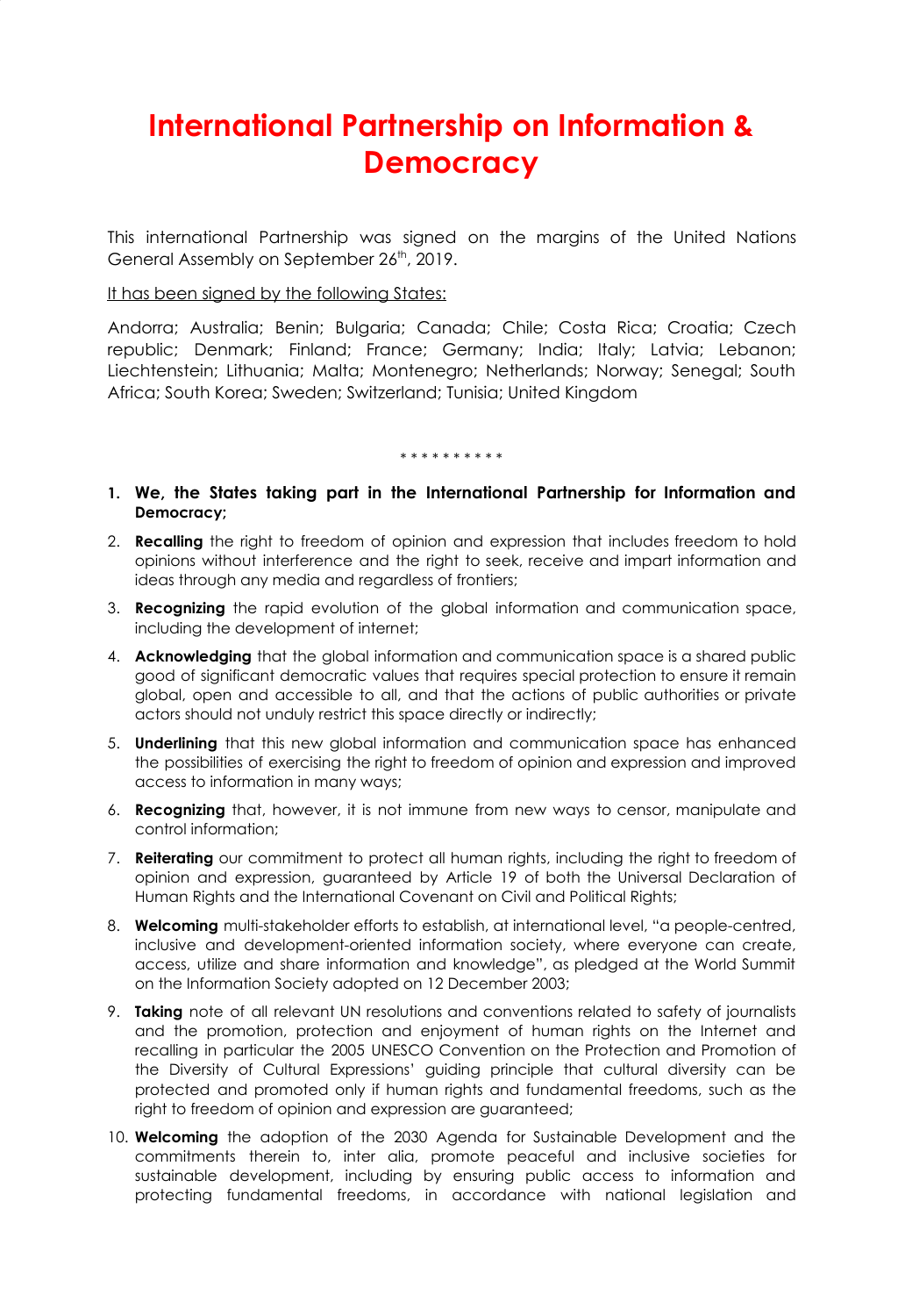# International Partnership on Information & Democracy

This international Partnership was signed on the margins of the United Nations General Assembly on September 26th, 2019.

It has been signed by the following States:

Andorra; Australia; Benin; Bulgaria; Canada; Chile; Costa Rica; Croatia; Czech republic; Denmark; Finland; France; Germany; India; Italy; Latvia; Lebanon; Liechtenstein; Lithuania; Malta; Montenegro; Netherlands; Norway; Senegal; South Africa; South Korea; Sweden; Switzerland; Tunisia; United Kingdom

* * * * * * * * * *

1. **We, the States taking part in the International Partnership for Information and Democracy;**
2. **Recalling** the right to freedom of opinion and expression that includes freedom to hold opinions without interference and the right to seek, receive and impart information and ideas through any media and regardless of frontiers;
3. **Recognizing** the rapid evolution of the global information and communication space, including the development of internet;
4. **Acknowledging** that the global information and communication space is a shared public good of significant democratic values that requires special protection to ensure it remain global, open and accessible to all, and that the actions of public authorities or private actors should not unduly restrict this space directly or indirectly;
5. **Underlining** that this new global information and communication space has enhanced the possibilities of exercising the right to freedom of opinion and expression and improved access to information in many ways;
6. **Recognizing** that, however, it is not immune from new ways to censor, manipulate and control information;
7. **Reiterating** our commitment to protect all human rights, including the right to freedom of opinion and expression, guaranteed by Article 19 of both the Universal Declaration of Human Rights and the International Covenant on Civil and Political Rights;
8. **Welcoming** multi-stakeholder efforts to establish, at international level, "a people-centred, inclusive and development-oriented information society, where everyone can create, access, utilize and share information and knowledge", as pledged at the World Summit on the Information Society adopted on 12 December 2003;
9. **Taking** note of all relevant UN resolutions and conventions related to safety of journalists and the promotion, protection and enjoyment of human rights on the Internet and recalling in particular the 2005 UNESCO Convention on the Protection and Promotion of the Diversity of Cultural Expressions' guiding principle that cultural diversity can be protected and promoted only if human rights and fundamental freedoms, such as the right to freedom of opinion and expression are guaranteed;
10. **Welcoming** the adoption of the 2030 Agenda for Sustainable Development and the commitments therein to, inter alia, promote peaceful and inclusive societies for sustainable development, including by ensuring public access to information and protecting fundamental freedoms, in accordance with national legislation and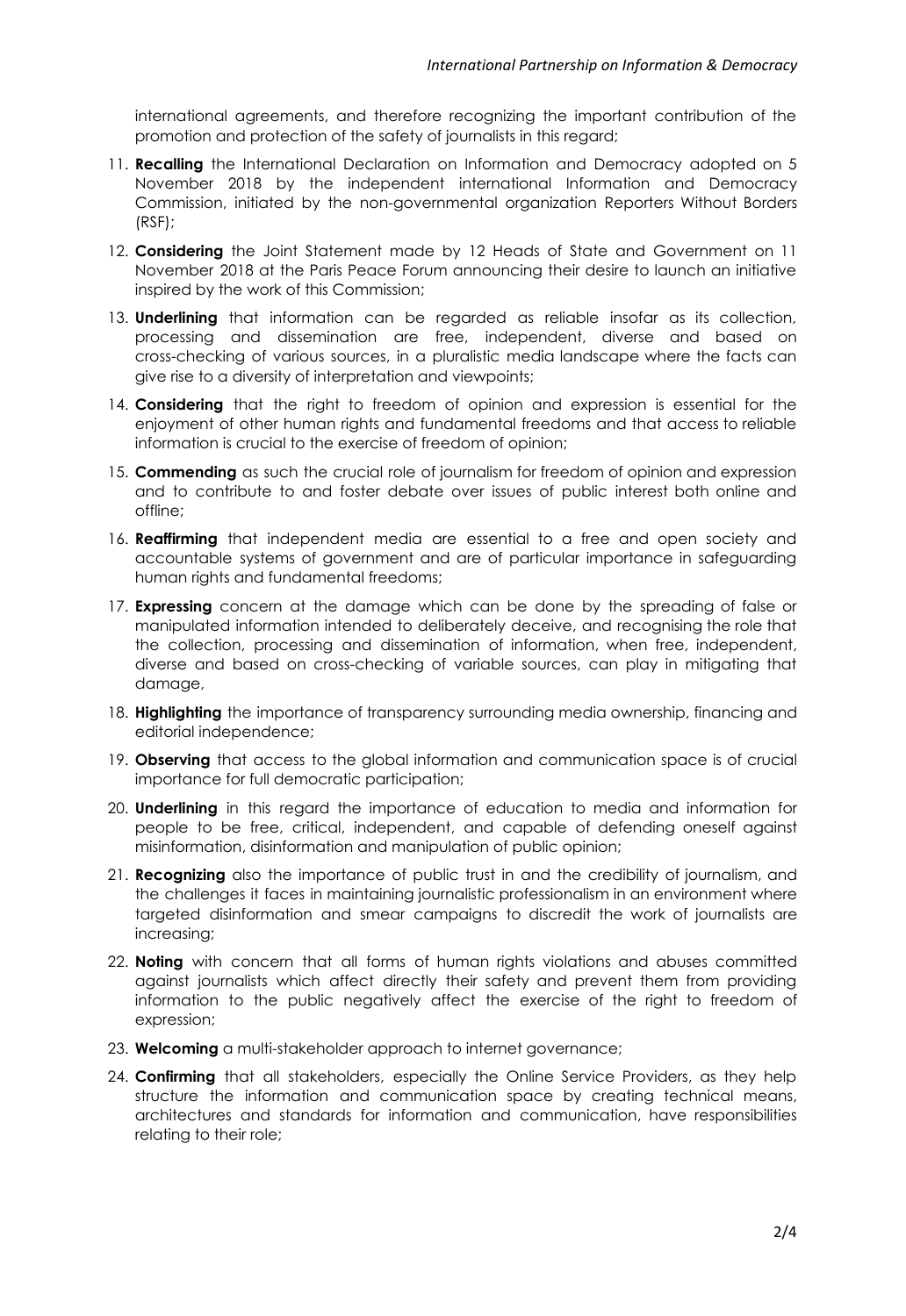international agreements, and therefore recognizing the important contribution of the promotion and protection of the safety of journalists in this regard;

11. **Recalling** the International Declaration on Information and Democracy adopted on 5 November 2018 by the independent international Information and Democracy Commission, initiated by the non-governmental organization Reporters Without Borders (RSF);
12. **Considering** the Joint Statement made by 12 Heads of State and Government on 11 November 2018 at the Paris Peace Forum announcing their desire to launch an initiative inspired by the work of this Commission;
13. **Underlining** that information can be regarded as reliable insofar as its collection, processing and dissemination are free, independent, diverse and based on cross-checking of various sources, in a pluralistic media landscape where the facts can give rise to a diversity of interpretation and viewpoints;
14. **Considering** that the right to freedom of opinion and expression is essential for the enjoyment of other human rights and fundamental freedoms and that access to reliable information is crucial to the exercise of freedom of opinion;
15. **Commending** as such the crucial role of journalism for freedom of opinion and expression and to contribute to and foster debate over issues of public interest both online and offline;
16. **Reaffirming** that independent media are essential to a free and open society and accountable systems of government and are of particular importance in safeguarding human rights and fundamental freedoms;
17. **Expressing** concern at the damage which can be done by the spreading of false or manipulated information intended to deliberately deceive, and recognising the role that the collection, processing and dissemination of information, when free, independent, diverse and based on cross-checking of variable sources, can play in mitigating that damage,
18. **Highlighting** the importance of transparency surrounding media ownership, financing and editorial independence;
19. **Observing** that access to the global information and communication space is of crucial importance for full democratic participation;
20. **Underlining** in this regard the importance of education to media and information for people to be free, critical, independent, and capable of defending oneself against misinformation, disinformation and manipulation of public opinion;
21. **Recognizing** also the importance of public trust in and the credibility of journalism, and the challenges it faces in maintaining journalistic professionalism in an environment where targeted disinformation and smear campaigns to discredit the work of journalists are increasing;
22. **Noting** with concern that all forms of human rights violations and abuses committed against journalists which affect directly their safety and prevent them from providing information to the public negatively affect the exercise of the right to freedom of expression;
23. **Welcoming** a multi-stakeholder approach to internet governance;
24. **Confirming** that all stakeholders, especially the Online Service Providers, as they help structure the information and communication space by creating technical means, architectures and standards for information and communication, have responsibilities relating to their role;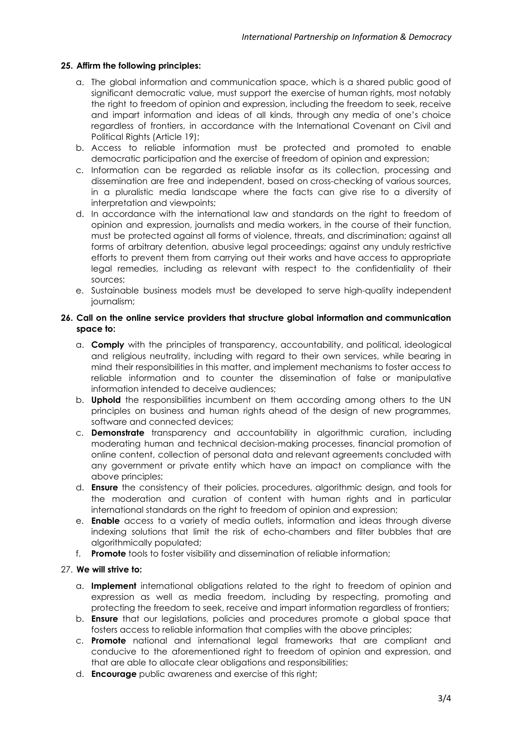25. **Affirm the following principles:**

    a. The global information and communication space, which is a shared public good of significant democratic value, must support the exercise of human rights, most notably the right to freedom of opinion and expression, including the freedom to seek, receive and impart information and ideas of all kinds, through any media of one's choice regardless of frontiers, in accordance with the International Covenant on Civil and Political Rights (Article 19);
    b. Access to reliable information must be protected and promoted to enable democratic participation and the exercise of freedom of opinion and expression;
    c. Information can be regarded as reliable insofar as its collection, processing and dissemination are free and independent, based on cross-checking of various sources, in a pluralistic media landscape where the facts can give rise to a diversity of interpretation and viewpoints;
    d. In accordance with the international law and standards on the right to freedom of opinion and expression, journalists and media workers, in the course of their function, must be protected against all forms of violence, threats, and discrimination; against all forms of arbitrary detention, abusive legal proceedings; against any unduly restrictive efforts to prevent them from carrying out their works and have access to appropriate legal remedies, including as relevant with respect to the confidentiality of their sources;
    e. Sustainable business models must be developed to serve high-quality independent journalism;

26. **Call on the online service providers that structure global information and communication space to:**

    a. **Comply** with the principles of transparency, accountability, and political, ideological and religious neutrality, including with regard to their own services, while bearing in mind their responsibilities in this matter, and implement mechanisms to foster access to reliable information and to counter the dissemination of false or manipulative information intended to deceive audiences;
    b. **Uphold** the responsibilities incumbent on them according among others to the UN principles on business and human rights ahead of the design of new programmes, software and connected devices;
    c. **Demonstrate** transparency and accountability in algorithmic curation, including moderating human and technical decision-making processes, financial promotion of online content, collection of personal data and relevant agreements concluded with any government or private entity which have an impact on compliance with the above principles;
    d. **Ensure** the consistency of their policies, procedures, algorithmic design, and tools for the moderation and curation of content with human rights and in particular international standards on the right to freedom of opinion and expression;
    e. **Enable** access to a variety of media outlets, information and ideas through diverse indexing solutions that limit the risk of echo-chambers and filter bubbles that are algorithmically populated;
    f. **Promote** tools to foster visibility and dissemination of reliable information;

27. **We will strive to:**

    a. **Implement** international obligations related to the right to freedom of opinion and expression as well as media freedom, including by respecting, promoting and protecting the freedom to seek, receive and impart information regardless of frontiers;
    b. **Ensure** that our legislations, policies and procedures promote a global space that fosters access to reliable information that complies with the above principles;
    c. **Promote** national and international legal frameworks that are compliant and conducive to the aforementioned right to freedom of opinion and expression, and that are able to allocate clear obligations and responsibilities;
    d. **Encourage** public awareness and exercise of this right;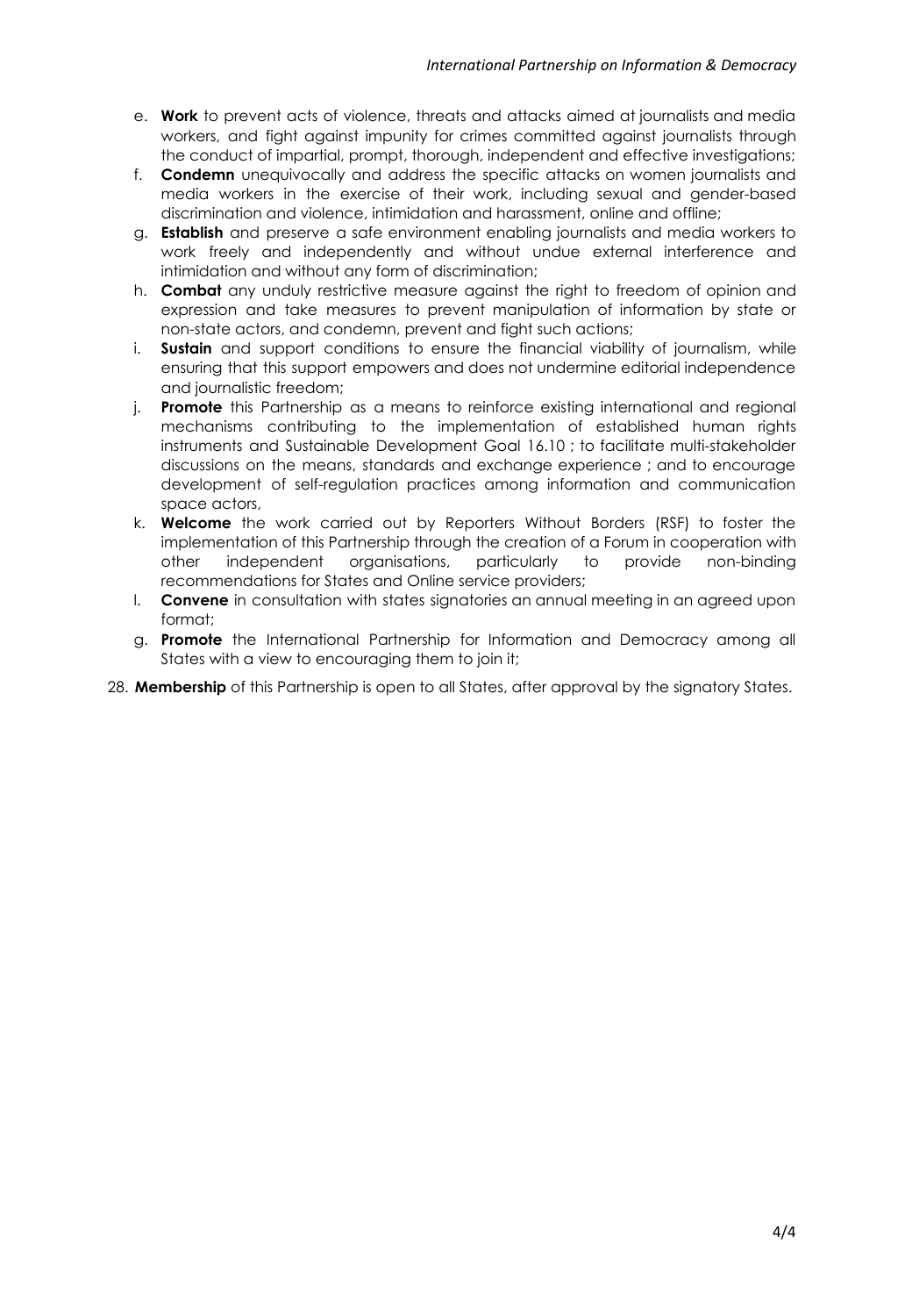e. **Work** to prevent acts of violence, threats and attacks aimed at journalists and media workers, and fight against impunity for crimes committed against journalists through the conduct of impartial, prompt, thorough, independent and effective investigations;

f. **Condemn** unequivocally and address the specific attacks on women journalists and media workers in the exercise of their work, including sexual and gender-based discrimination and violence, intimidation and harassment, online and offline;

g. **Establish** and preserve a safe environment enabling journalists and media workers to work freely and independently and without undue external interference and intimidation and without any form of discrimination;

h. **Combat** any unduly restrictive measure against the right to freedom of opinion and expression and take measures to prevent manipulation of information by state or non-state actors, and condemn, prevent and fight such actions;

i. **Sustain** and support conditions to ensure the financial viability of journalism, while ensuring that this support empowers and does not undermine editorial independence and journalistic freedom;

j. **Promote** this Partnership as a means to reinforce existing international and regional mechanisms contributing to the implementation of established human rights instruments and Sustainable Development Goal 16.10 ; to facilitate multi-stakeholder discussions on the means, standards and exchange experience ; and to encourage development of self-regulation practices among information and communication space actors,

k. **Welcome** the work carried out by Reporters Without Borders (RSF) to foster the implementation of this Partnership through the creation of a Forum in cooperation with other independent organisations, particularly to provide non-binding recommendations for States and Online service providers;

l. **Convene** in consultation with states signatories an annual meeting in an agreed upon format;

g. **Promote** the International Partnership for Information and Democracy among all States with a view to encouraging them to join it;

28. **Membership** of this Partnership is open to all States, after approval by the signatory States.